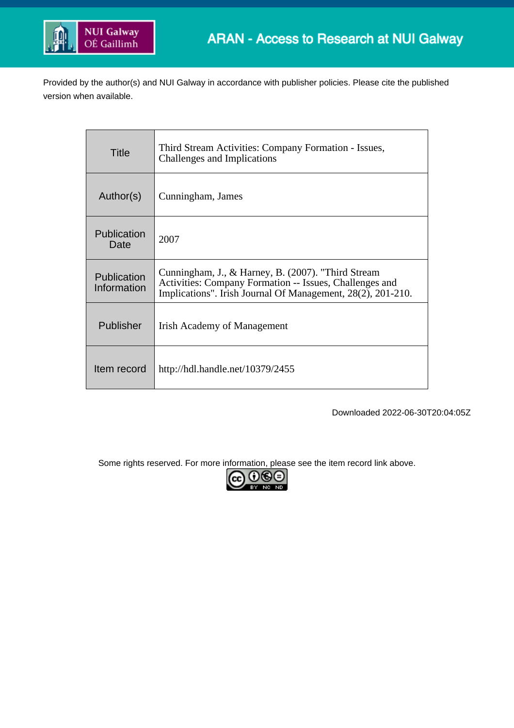NUI Galway
OÉ Gaillimh

ARAN - Access to Research at NUI Galway

Provided by the author(s) and NUI Galway in accordance with publisher policies. Please cite the published version when available.

| | |
|---|---|
| Title | Third Stream Activities: Company Formation - Issues, Challenges and Implications |
| Author(s) | Cunningham, James |
| Publication Date | 2007 |
| Publication Information | Cunningham, J., & Harney, B. (2007). "Third Stream Activities: Company Formation -- Issues, Challenges and Implications". Irish Journal Of Management, 28(2), 201-210. |
| Publisher | Irish Academy of Management |
| Item record | http://hdl.handle.net/10379/2455 |

Downloaded 2022-06-30T20:04:05Z

Some rights reserved. For more information, please see the item record link above.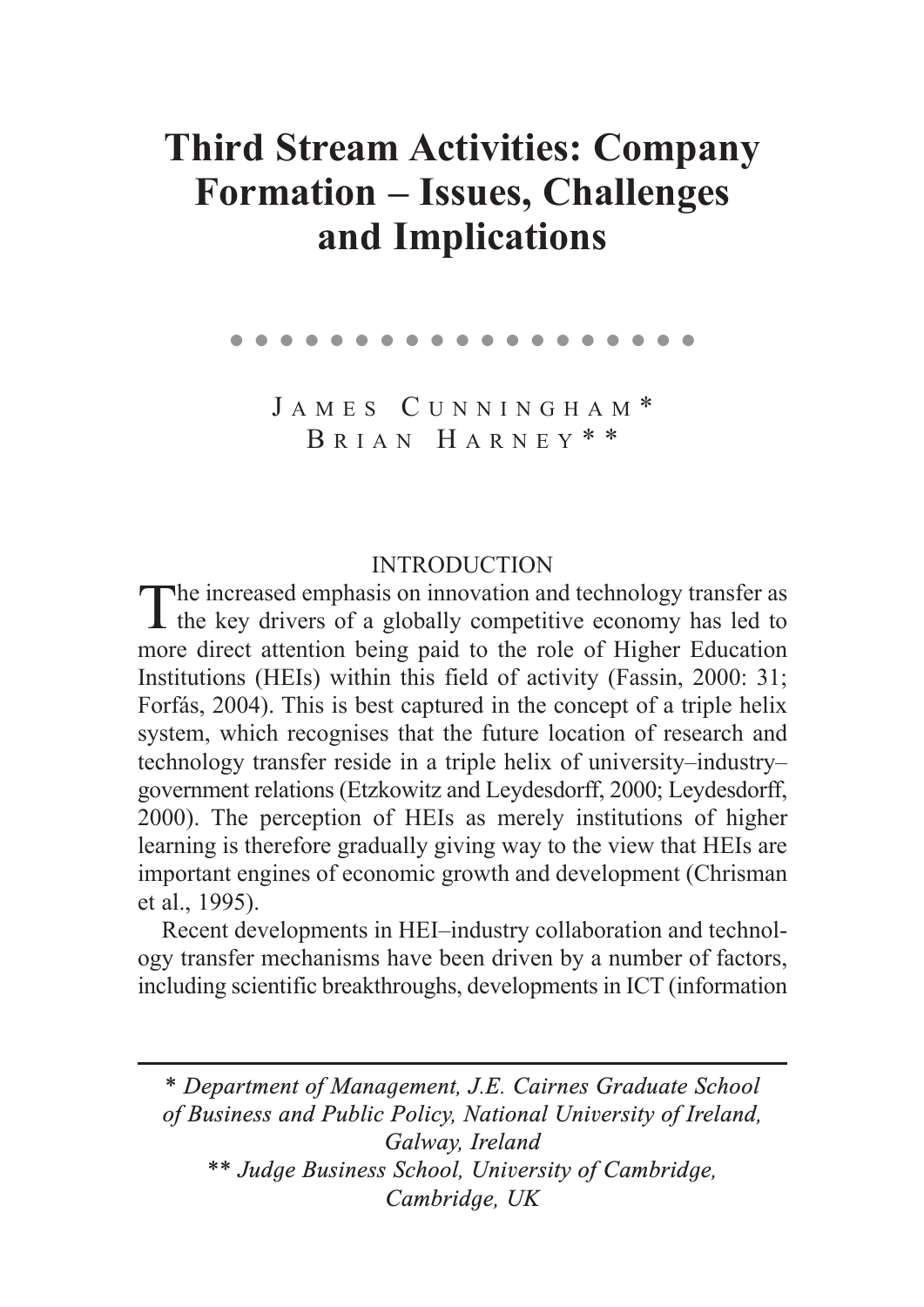# Third Stream Activities: Company Formation – Issues, Challenges and Implications

JAMES CUNNINGHAM*
BRIAN HARNEY**

## INTRODUCTION

The increased emphasis on innovation and technology transfer as the key drivers of a globally competitive economy has led to more direct attention being paid to the role of Higher Education Institutions (HEIs) within this field of activity (Fassin, 2000: 31; Forfás, 2004). This is best captured in the concept of a triple helix system, which recognises that the future location of research and technology transfer reside in a triple helix of university–industry–government relations (Etzkowitz and Leydesdorff, 2000; Leydesdorff, 2000). The perception of HEIs as merely institutions of higher learning is therefore gradually giving way to the view that HEIs are important engines of economic growth and development (Chrisman et al., 1995).

Recent developments in HEI–industry collaboration and technology transfer mechanisms have been driven by a number of factors, including scientific breakthroughs, developments in ICT (information

---

*\* Department of Management, J.E. Cairnes Graduate School of Business and Public Policy, National University of Ireland, Galway, Ireland*
*\*\* Judge Business School, University of Cambridge, Cambridge, UK*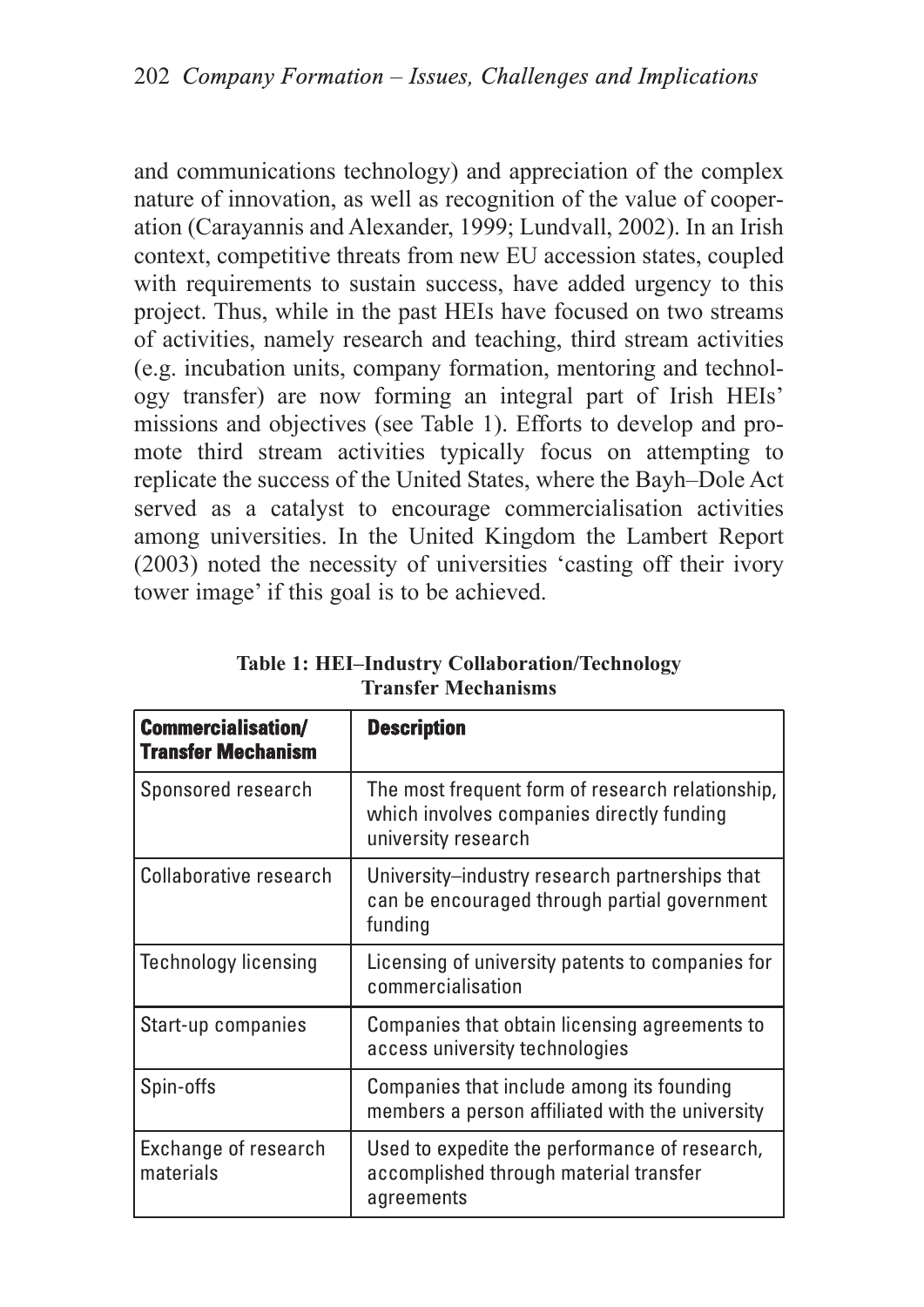and communications technology) and appreciation of the complex nature of innovation, as well as recognition of the value of cooperation (Carayannis and Alexander, 1999; Lundvall, 2002). In an Irish context, competitive threats from new EU accession states, coupled with requirements to sustain success, have added urgency to this project. Thus, while in the past HEIs have focused on two streams of activities, namely research and teaching, third stream activities (e.g. incubation units, company formation, mentoring and technology transfer) are now forming an integral part of Irish HEIs' missions and objectives (see Table 1). Efforts to develop and promote third stream activities typically focus on attempting to replicate the success of the United States, where the Bayh–Dole Act served as a catalyst to encourage commercialisation activities among universities. In the United Kingdom the Lambert Report (2003) noted the necessity of universities 'casting off their ivory tower image' if this goal is to be achieved.

**Table 1: HEI–Industry Collaboration/Technology Transfer Mechanisms**

| Commercialisation/ Transfer Mechanism | Description |
|---|---|
| Sponsored research | The most frequent form of research relationship, which involves companies directly funding university research |
| Collaborative research | University–industry research partnerships that can be encouraged through partial government funding |
| Technology licensing | Licensing of university patents to companies for commercialisation |
| Start-up companies | Companies that obtain licensing agreements to access university technologies |
| Spin-offs | Companies that include among its founding members a person affiliated with the university |
| Exchange of research materials | Used to expedite the performance of research, accomplished through material transfer agreements |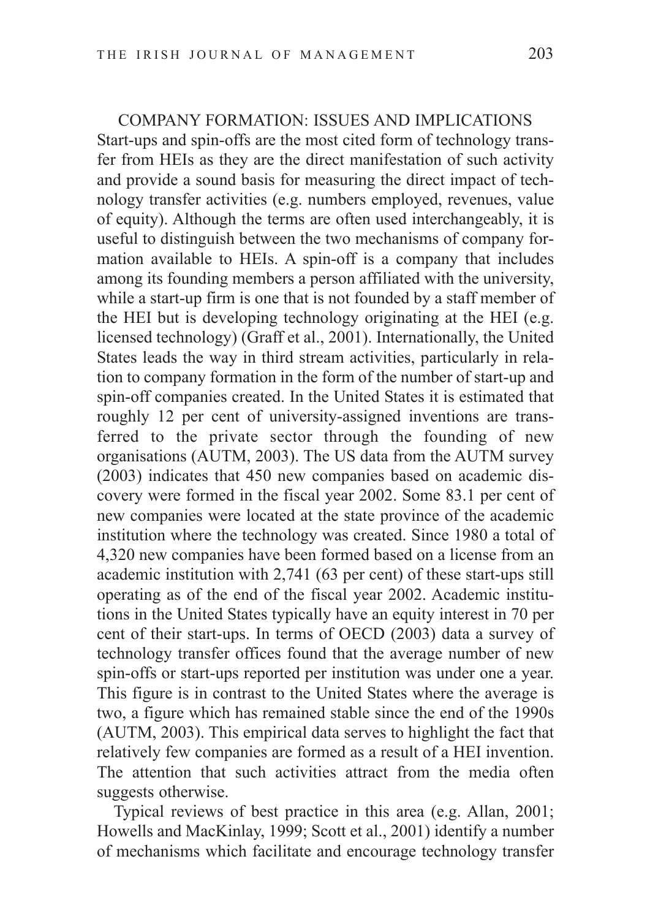## COMPANY FORMATION: ISSUES AND IMPLICATIONS

Start-ups and spin-offs are the most cited form of technology transfer from HEIs as they are the direct manifestation of such activity and provide a sound basis for measuring the direct impact of technology transfer activities (e.g. numbers employed, revenues, value of equity). Although the terms are often used interchangeably, it is useful to distinguish between the two mechanisms of company formation available to HEIs. A spin-off is a company that includes among its founding members a person affiliated with the university, while a start-up firm is one that is not founded by a staff member of the HEI but is developing technology originating at the HEI (e.g. licensed technology) (Graff et al., 2001). Internationally, the United States leads the way in third stream activities, particularly in relation to company formation in the form of the number of start-up and spin-off companies created. In the United States it is estimated that roughly 12 per cent of university-assigned inventions are transferred to the private sector through the founding of new organisations (AUTM, 2003). The US data from the AUTM survey (2003) indicates that 450 new companies based on academic discovery were formed in the fiscal year 2002. Some 83.1 per cent of new companies were located at the state province of the academic institution where the technology was created. Since 1980 a total of 4,320 new companies have been formed based on a license from an academic institution with 2,741 (63 per cent) of these start-ups still operating as of the end of the fiscal year 2002. Academic institutions in the United States typically have an equity interest in 70 per cent of their start-ups. In terms of OECD (2003) data a survey of technology transfer offices found that the average number of new spin-offs or start-ups reported per institution was under one a year. This figure is in contrast to the United States where the average is two, a figure which has remained stable since the end of the 1990s (AUTM, 2003). This empirical data serves to highlight the fact that relatively few companies are formed as a result of a HEI invention. The attention that such activities attract from the media often suggests otherwise.

Typical reviews of best practice in this area (e.g. Allan, 2001; Howells and MacKinlay, 1999; Scott et al., 2001) identify a number of mechanisms which facilitate and encourage technology transfer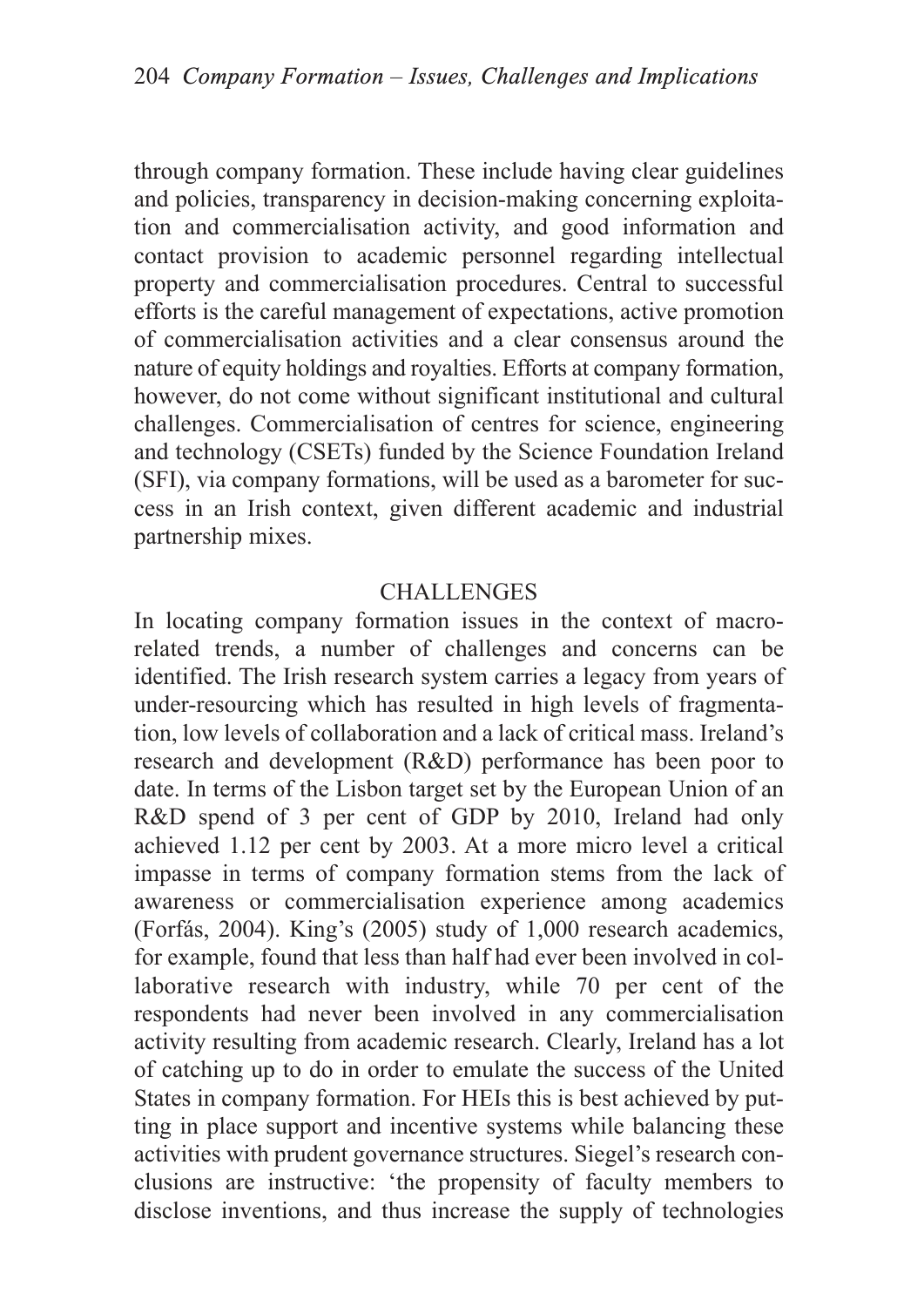through company formation. These include having clear guidelines and policies, transparency in decision-making concerning exploitation and commercialisation activity, and good information and contact provision to academic personnel regarding intellectual property and commercialisation procedures. Central to successful efforts is the careful management of expectations, active promotion of commercialisation activities and a clear consensus around the nature of equity holdings and royalties. Efforts at company formation, however, do not come without significant institutional and cultural challenges. Commercialisation of centres for science, engineering and technology (CSETs) funded by the Science Foundation Ireland (SFI), via company formations, will be used as a barometer for success in an Irish context, given different academic and industrial partnership mixes.

## CHALLENGES

In locating company formation issues in the context of macro-related trends, a number of challenges and concerns can be identified. The Irish research system carries a legacy from years of under-resourcing which has resulted in high levels of fragmentation, low levels of collaboration and a lack of critical mass. Ireland's research and development (R&D) performance has been poor to date. In terms of the Lisbon target set by the European Union of an R&D spend of 3 per cent of GDP by 2010, Ireland had only achieved 1.12 per cent by 2003. At a more micro level a critical impasse in terms of company formation stems from the lack of awareness or commercialisation experience among academics (Forfás, 2004). King's (2005) study of 1,000 research academics, for example, found that less than half had ever been involved in collaborative research with industry, while 70 per cent of the respondents had never been involved in any commercialisation activity resulting from academic research. Clearly, Ireland has a lot of catching up to do in order to emulate the success of the United States in company formation. For HEIs this is best achieved by putting in place support and incentive systems while balancing these activities with prudent governance structures. Siegel's research conclusions are instructive: 'the propensity of faculty members to disclose inventions, and thus increase the supply of technologies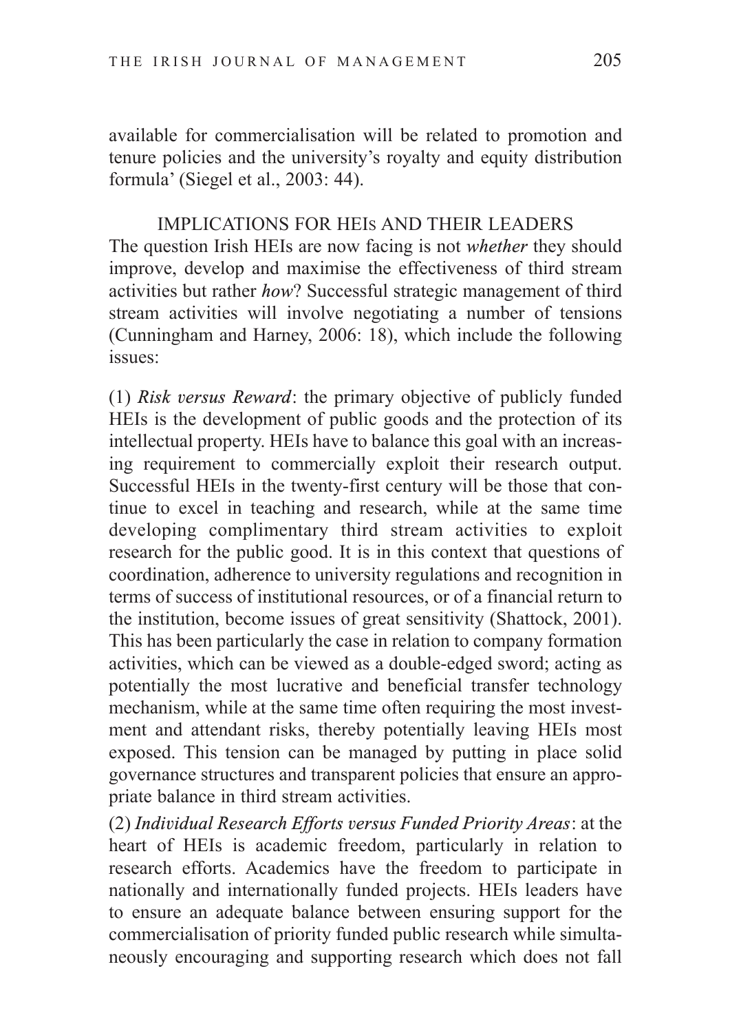available for commercialisation will be related to promotion and tenure policies and the university's royalty and equity distribution formula' (Siegel et al., 2003: 44).

## IMPLICATIONS FOR HEIs AND THEIR LEADERS

The question Irish HEIs are now facing is not *whether* they should improve, develop and maximise the effectiveness of third stream activities but rather *how*? Successful strategic management of third stream activities will involve negotiating a number of tensions (Cunningham and Harney, 2006: 18), which include the following issues:

(1) *Risk versus Reward*: the primary objective of publicly funded HEIs is the development of public goods and the protection of its intellectual property. HEIs have to balance this goal with an increasing requirement to commercially exploit their research output. Successful HEIs in the twenty-first century will be those that continue to excel in teaching and research, while at the same time developing complimentary third stream activities to exploit research for the public good. It is in this context that questions of coordination, adherence to university regulations and recognition in terms of success of institutional resources, or of a financial return to the institution, become issues of great sensitivity (Shattock, 2001). This has been particularly the case in relation to company formation activities, which can be viewed as a double-edged sword; acting as potentially the most lucrative and beneficial transfer technology mechanism, while at the same time often requiring the most investment and attendant risks, thereby potentially leaving HEIs most exposed. This tension can be managed by putting in place solid governance structures and transparent policies that ensure an appropriate balance in third stream activities.

(2) *Individual Research Efforts versus Funded Priority Areas*: at the heart of HEIs is academic freedom, particularly in relation to research efforts. Academics have the freedom to participate in nationally and internationally funded projects. HEIs leaders have to ensure an adequate balance between ensuring support for the commercialisation of priority funded public research while simultaneously encouraging and supporting research which does not fall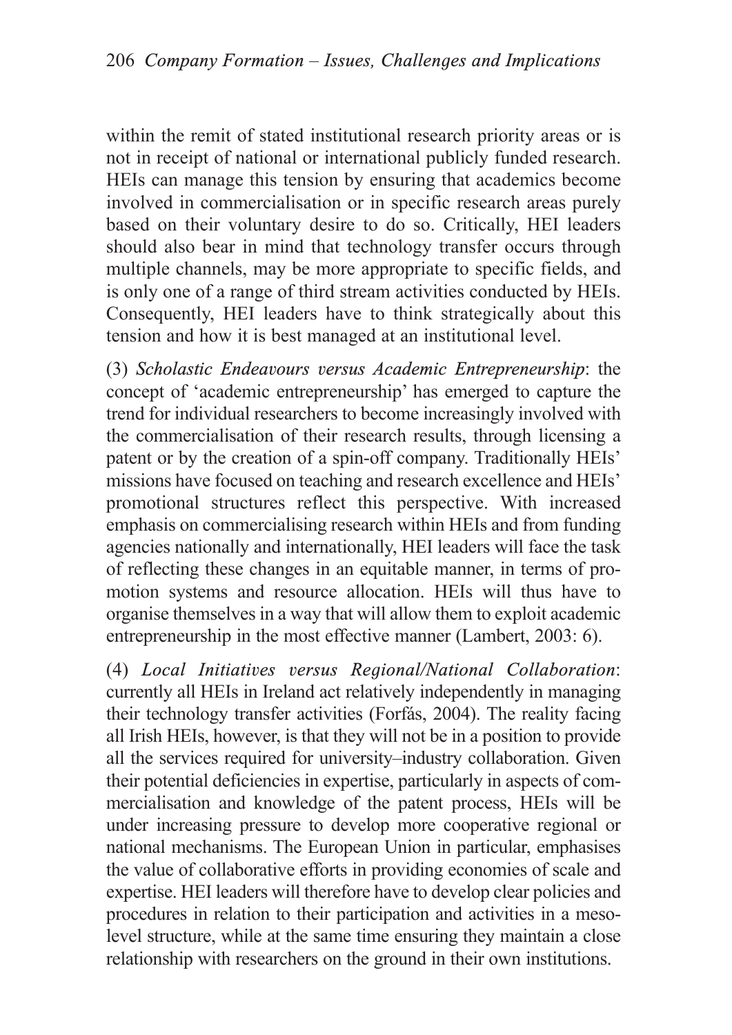within the remit of stated institutional research priority areas or is not in receipt of national or international publicly funded research. HEIs can manage this tension by ensuring that academics become involved in commercialisation or in specific research areas purely based on their voluntary desire to do so. Critically, HEI leaders should also bear in mind that technology transfer occurs through multiple channels, may be more appropriate to specific fields, and is only one of a range of third stream activities conducted by HEIs. Consequently, HEI leaders have to think strategically about this tension and how it is best managed at an institutional level.

(3) *Scholastic Endeavours versus Academic Entrepreneurship*: the concept of 'academic entrepreneurship' has emerged to capture the trend for individual researchers to become increasingly involved with the commercialisation of their research results, through licensing a patent or by the creation of a spin-off company. Traditionally HEIs' missions have focused on teaching and research excellence and HEIs' promotional structures reflect this perspective. With increased emphasis on commercialising research within HEIs and from funding agencies nationally and internationally, HEI leaders will face the task of reflecting these changes in an equitable manner, in terms of promotion systems and resource allocation. HEIs will thus have to organise themselves in a way that will allow them to exploit academic entrepreneurship in the most effective manner (Lambert, 2003: 6).

(4) *Local Initiatives versus Regional/National Collaboration*: currently all HEIs in Ireland act relatively independently in managing their technology transfer activities (Forfás, 2004). The reality facing all Irish HEIs, however, is that they will not be in a position to provide all the services required for university–industry collaboration. Given their potential deficiencies in expertise, particularly in aspects of commercialisation and knowledge of the patent process, HEIs will be under increasing pressure to develop more cooperative regional or national mechanisms. The European Union in particular, emphasises the value of collaborative efforts in providing economies of scale and expertise. HEI leaders will therefore have to develop clear policies and procedures in relation to their participation and activities in a meso-level structure, while at the same time ensuring they maintain a close relationship with researchers on the ground in their own institutions.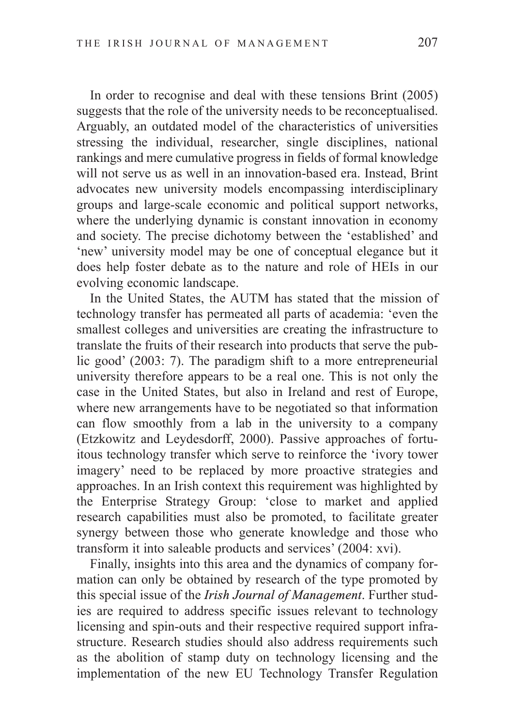In order to recognise and deal with these tensions Brint (2005) suggests that the role of the university needs to be reconceptualised. Arguably, an outdated model of the characteristics of universities stressing the individual, researcher, single disciplines, national rankings and mere cumulative progress in fields of formal knowledge will not serve us as well in an innovation-based era. Instead, Brint advocates new university models encompassing interdisciplinary groups and large-scale economic and political support networks, where the underlying dynamic is constant innovation in economy and society. The precise dichotomy between the 'established' and 'new' university model may be one of conceptual elegance but it does help foster debate as to the nature and role of HEIs in our evolving economic landscape.

In the United States, the AUTM has stated that the mission of technology transfer has permeated all parts of academia: 'even the smallest colleges and universities are creating the infrastructure to translate the fruits of their research into products that serve the public good' (2003: 7). The paradigm shift to a more entrepreneurial university therefore appears to be a real one. This is not only the case in the United States, but also in Ireland and rest of Europe, where new arrangements have to be negotiated so that information can flow smoothly from a lab in the university to a company (Etzkowitz and Leydesdorff, 2000). Passive approaches of fortuitous technology transfer which serve to reinforce the 'ivory tower imagery' need to be replaced by more proactive strategies and approaches. In an Irish context this requirement was highlighted by the Enterprise Strategy Group: 'close to market and applied research capabilities must also be promoted, to facilitate greater synergy between those who generate knowledge and those who transform it into saleable products and services' (2004: xvi).

Finally, insights into this area and the dynamics of company formation can only be obtained by research of the type promoted by this special issue of the *Irish Journal of Management*. Further studies are required to address specific issues relevant to technology licensing and spin-outs and their respective required support infrastructure. Research studies should also address requirements such as the abolition of stamp duty on technology licensing and the implementation of the new EU Technology Transfer Regulation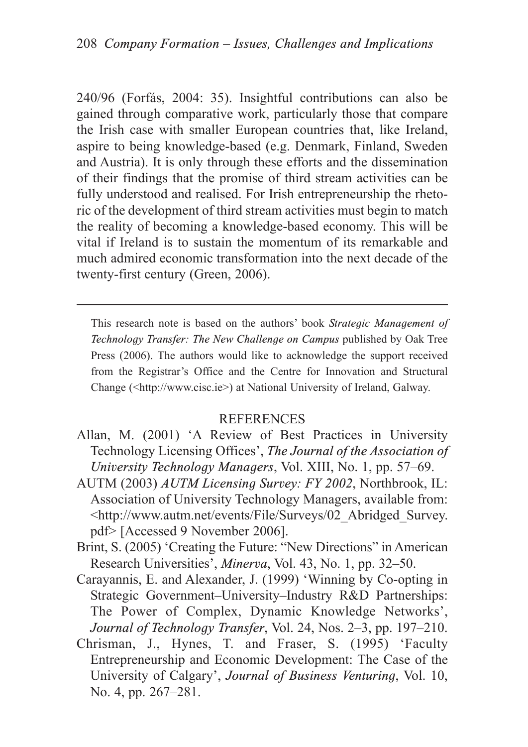240/96 (Forfás, 2004: 35). Insightful contributions can also be gained through comparative work, particularly those that compare the Irish case with smaller European countries that, like Ireland, aspire to being knowledge-based (e.g. Denmark, Finland, Sweden and Austria). It is only through these efforts and the dissemination of their findings that the promise of third stream activities can be fully understood and realised. For Irish entrepreneurship the rhetoric of the development of third stream activities must begin to match the reality of becoming a knowledge-based economy. This will be vital if Ireland is to sustain the momentum of its remarkable and much admired economic transformation into the next decade of the twenty-first century (Green, 2006).

---

This research note is based on the authors' book *Strategic Management of Technology Transfer: The New Challenge on Campus* published by Oak Tree Press (2006). The authors would like to acknowledge the support received from the Registrar's Office and the Centre for Innovation and Structural Change (<http://www.cisc.ie>) at National University of Ireland, Galway.

## REFERENCES

Allan, M. (2001) 'A Review of Best Practices in University Technology Licensing Offices', *The Journal of the Association of University Technology Managers*, Vol. XIII, No. 1, pp. 57–69.

AUTM (2003) *AUTM Licensing Survey: FY 2002*, Northbrook, IL: Association of University Technology Managers, available from: <http://www.autm.net/events/File/Surveys/02_Abridged_Survey.pdf> [Accessed 9 November 2006].

Brint, S. (2005) 'Creating the Future: "New Directions" in American Research Universities', *Minerva*, Vol. 43, No. 1, pp. 32–50.

Carayannis, E. and Alexander, J. (1999) 'Winning by Co-opting in Strategic Government–University–Industry R&D Partnerships: The Power of Complex, Dynamic Knowledge Networks', *Journal of Technology Transfer*, Vol. 24, Nos. 2–3, pp. 197–210.

Chrisman, J., Hynes, T. and Fraser, S. (1995) 'Faculty Entrepreneurship and Economic Development: The Case of the University of Calgary', *Journal of Business Venturing*, Vol. 10, No. 4, pp. 267–281.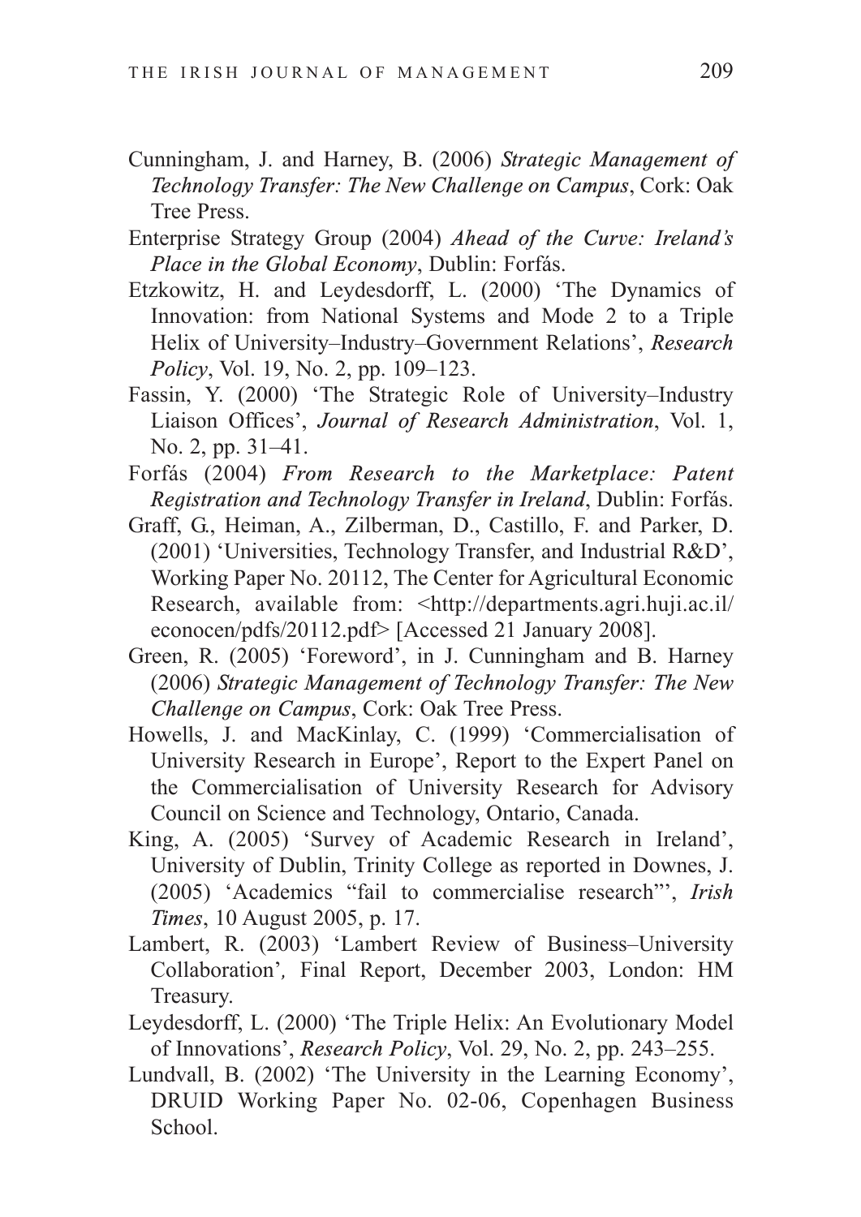Cunningham, J. and Harney, B. (2006) *Strategic Management of Technology Transfer: The New Challenge on Campus*, Cork: Oak Tree Press.

Enterprise Strategy Group (2004) *Ahead of the Curve: Ireland's Place in the Global Economy*, Dublin: Forfás.

Etzkowitz, H. and Leydesdorff, L. (2000) 'The Dynamics of Innovation: from National Systems and Mode 2 to a Triple Helix of University–Industry–Government Relations', *Research Policy*, Vol. 19, No. 2, pp. 109–123.

Fassin, Y. (2000) 'The Strategic Role of University–Industry Liaison Offices', *Journal of Research Administration*, Vol. 1, No. 2, pp. 31–41.

Forfás (2004) *From Research to the Marketplace: Patent Registration and Technology Transfer in Ireland*, Dublin: Forfás.

Graff, G., Heiman, A., Zilberman, D., Castillo, F. and Parker, D. (2001) 'Universities, Technology Transfer, and Industrial R&D', Working Paper No. 20112, The Center for Agricultural Economic Research, available from: <http://departments.agri.huji.ac.il/econocen/pdfs/20112.pdf> [Accessed 21 January 2008].

Green, R. (2005) 'Foreword', in J. Cunningham and B. Harney (2006) *Strategic Management of Technology Transfer: The New Challenge on Campus*, Cork: Oak Tree Press.

Howells, J. and MacKinlay, C. (1999) 'Commercialisation of University Research in Europe', Report to the Expert Panel on the Commercialisation of University Research for Advisory Council on Science and Technology, Ontario, Canada.

King, A. (2005) 'Survey of Academic Research in Ireland', University of Dublin, Trinity College as reported in Downes, J. (2005) 'Academics "fail to commercialise research"', *Irish Times*, 10 August 2005, p. 17.

Lambert, R. (2003) 'Lambert Review of Business–University Collaboration', Final Report, December 2003, London: HM Treasury.

Leydesdorff, L. (2000) 'The Triple Helix: An Evolutionary Model of Innovations', *Research Policy*, Vol. 29, No. 2, pp. 243–255.

Lundvall, B. (2002) 'The University in the Learning Economy', DRUID Working Paper No. 02-06, Copenhagen Business School.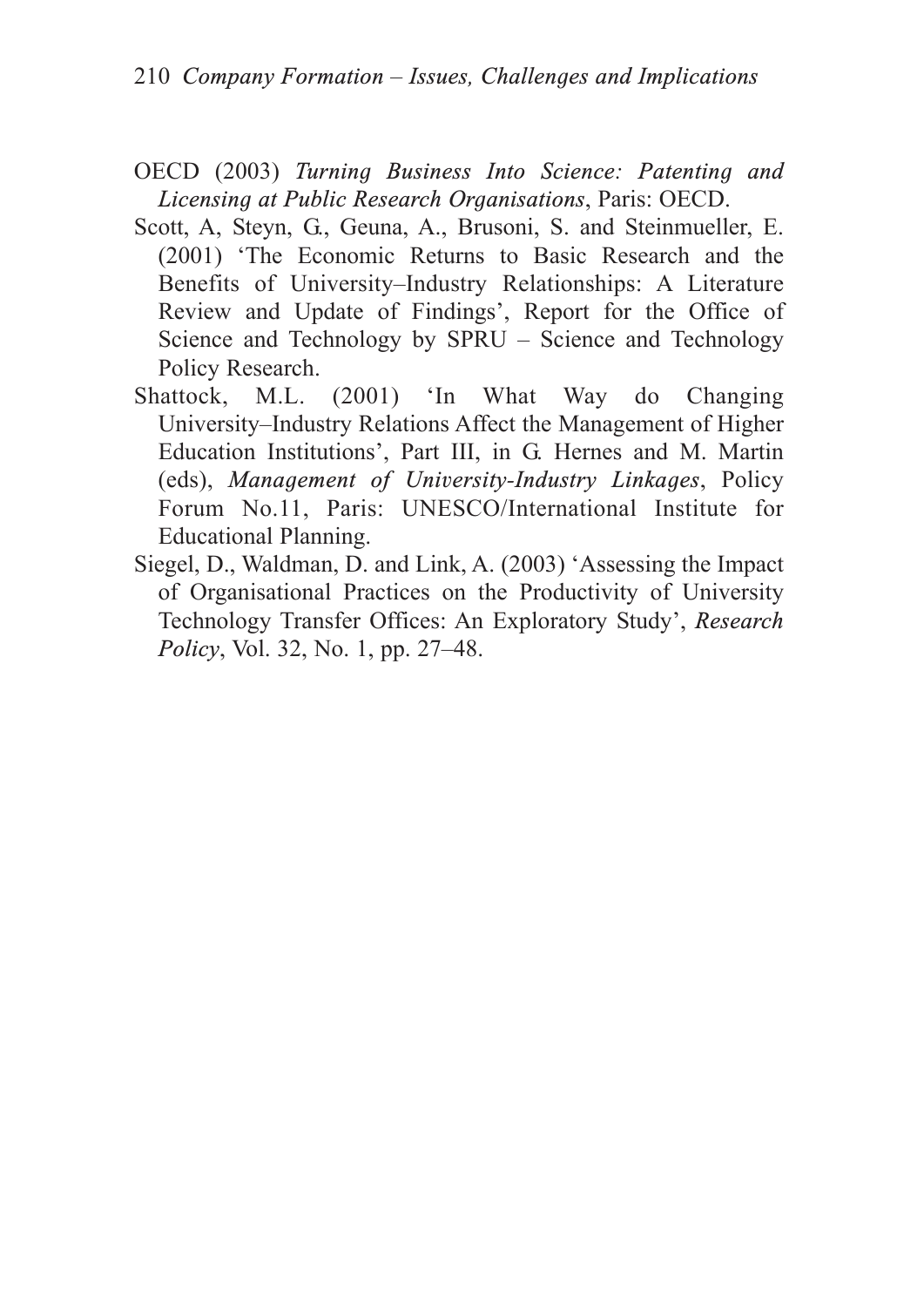OECD (2003) *Turning Business Into Science: Patenting and Licensing at Public Research Organisations*, Paris: OECD.

Scott, A, Steyn, G., Geuna, A., Brusoni, S. and Steinmueller, E. (2001) 'The Economic Returns to Basic Research and the Benefits of University–Industry Relationships: A Literature Review and Update of Findings', Report for the Office of Science and Technology by SPRU – Science and Technology Policy Research.

Shattock, M.L. (2001) 'In What Way do Changing University–Industry Relations Affect the Management of Higher Education Institutions', Part III, in G. Hernes and M. Martin (eds), *Management of University-Industry Linkages*, Policy Forum No.11, Paris: UNESCO/International Institute for Educational Planning.

Siegel, D., Waldman, D. and Link, A. (2003) 'Assessing the Impact of Organisational Practices on the Productivity of University Technology Transfer Offices: An Exploratory Study', *Research Policy*, Vol. 32, No. 1, pp. 27–48.